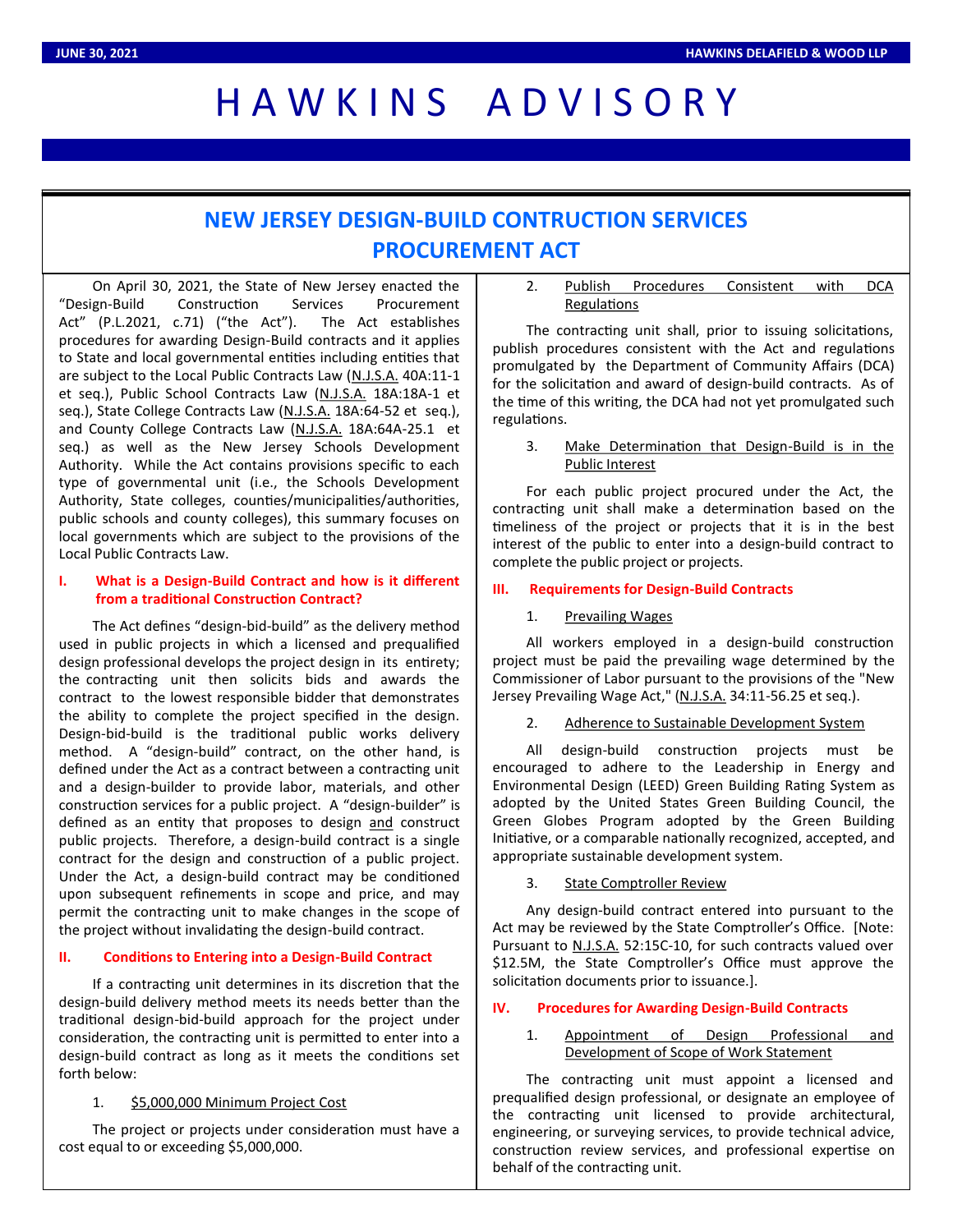# HAWKINS ADVISORY

## NEW JERSEY DESIGN-BUILD CONTRUCTION SERVICES PROCUREMENT ACT

On April 30, 2021, the State of New Jersey enacted the "Design-Build Construction Services Procurement Act" (P.L.2021, c.71) ("the Act"). The Act establishes procedures for awarding Design-Build contracts and it applies to State and local governmental entities including entities that are subject to the Local Public Contracts Law (N.J.S.A. 40A:11-1 et seq.), Public School Contracts Law (N.J.S.A. 18A:18A-1 et seq.), State College Contracts Law (N.J.S.A. 18A:64-52 et seq.), and County College Contracts Law (N.J.S.A. 18A:64A-25.1 et seq.) as well as the New Jersey Schools Development Authority. While the Act contains provisions specific to each type of governmental unit (i.e., the Schools Development Authority, State colleges, counties/municipalities/authorities, public schools and county colleges), this summary focuses on local governments which are subject to the provisions of the Local Public Contracts Law.

### I. What is a Design-Build Contract and how is it different from a traditional Construction Contract?

The Act defines "design-bid-build" as the delivery method used in public projects in which a licensed and prequalified design professional develops the project design in its entirety; the contracting unit then solicits bids and awards the contract to the lowest responsible bidder that demonstrates the ability to complete the project specified in the design. Design-bid-build is the traditional public works delivery method. A "design-build" contract, on the other hand, is defined under the Act as a contract between a contracting unit and a design-builder to provide labor, materials, and other construction services for a public project. A "design-builder" is defined as an entity that proposes to design and construct public projects. Therefore, a design-build contract is a single contract for the design and construction of a public project. Under the Act, a design-build contract may be conditioned upon subsequent refinements in scope and price, and may permit the contracting unit to make changes in the scope of the project without invalidating the design-build contract.

### II. Conditions to Entering into a Design-Build Contract

If a contracting unit determines in its discretion that the design-build delivery method meets its needs better than the traditional design-bid-build approach for the project under consideration, the contracting unit is permitted to enter into a design-build contract as long as it meets the conditions set forth below:

1. $5,000,000 Minimum Project Cost

The project or projects under consideration must have a cost equal to or exceeding $5,000,000.

2. Publish Procedures Consistent with DCA Regulations

The contracting unit shall, prior to issuing solicitations, publish procedures consistent with the Act and regulations promulgated by the Department of Community Affairs (DCA) for the solicitation and award of design-build contracts. As of the time of this writing, the DCA had not yet promulgated such regulations.

3. Make Determination that Design-Build is in the Public Interest

For each public project procured under the Act, the contracting unit shall make a determination based on the timeliness of the project or projects that it is in the best interest of the public to enter into a design-build contract to complete the public project or projects.

### III. Requirements for Design-Build Contracts

1. Prevailing Wages

All workers employed in a design-build construction project must be paid the prevailing wage determined by the Commissioner of Labor pursuant to the provisions of the "New Jersey Prevailing Wage Act," (N.J.S.A. 34:11-56.25 et seq.).

2. Adherence to Sustainable Development System

All design-build construction projects must be encouraged to adhere to the Leadership in Energy and Environmental Design (LEED) Green Building Rating System as adopted by the United States Green Building Council, the Green Globes Program adopted by the Green Building Initiative, or a comparable nationally recognized, accepted, and appropriate sustainable development system.

3. State Comptroller Review

Any design-build contract entered into pursuant to the Act may be reviewed by the State Comptroller's Office. [Note: Pursuant to N.J.S.A. 52:15C-10, for such contracts valued over $12.5M, the State Comptroller's Office must approve the solicitation documents prior to issuance.].

### IV. Procedures for Awarding Design-Build Contracts

1. Appointment of Design Professional and Development of Scope of Work Statement

The contracting unit must appoint a licensed and prequalified design professional, or designate an employee of the contracting unit licensed to provide architectural, engineering, or surveying services, to provide technical advice, construction review services, and professional expertise on behalf of the contracting unit.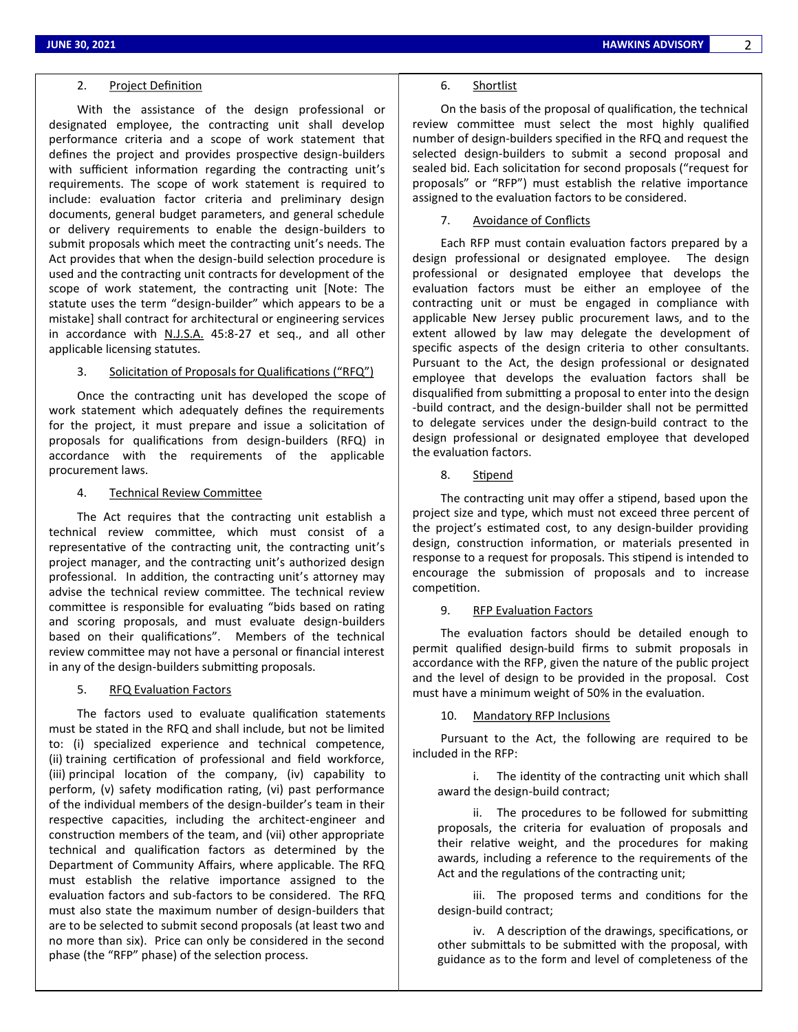2. Project Definition

With the assistance of the design professional or designated employee, the contracting unit shall develop performance criteria and a scope of work statement that defines the project and provides prospective design-builders with sufficient information regarding the contracting unit's requirements. The scope of work statement is required to include: evaluation factor criteria and preliminary design documents, general budget parameters, and general schedule or delivery requirements to enable the design-builders to submit proposals which meet the contracting unit's needs. The Act provides that when the design-build selection procedure is used and the contracting unit contracts for development of the scope of work statement, the contracting unit [Note: The statute uses the term "design-builder" which appears to be a mistake] shall contract for architectural or engineering services in accordance with N.J.S.A. 45:8-27 et seq., and all other applicable licensing statutes.

3. Solicitation of Proposals for Qualifications ("RFQ")

Once the contracting unit has developed the scope of work statement which adequately defines the requirements for the project, it must prepare and issue a solicitation of proposals for qualifications from design-builders (RFQ) in accordance with the requirements of the applicable procurement laws.

4. Technical Review Committee

The Act requires that the contracting unit establish a technical review committee, which must consist of a representative of the contracting unit, the contracting unit's project manager, and the contracting unit's authorized design professional. In addition, the contracting unit's attorney may advise the technical review committee. The technical review committee is responsible for evaluating "bids based on rating and scoring proposals, and must evaluate design-builders based on their qualifications". Members of the technical review committee may not have a personal or financial interest in any of the design-builders submitting proposals.

5. RFQ Evaluation Factors

The factors used to evaluate qualification statements must be stated in the RFQ and shall include, but not be limited to: (i) specialized experience and technical competence, (ii) training certification of professional and field workforce, (iii) principal location of the company, (iv) capability to perform, (v) safety modification rating, (vi) past performance of the individual members of the design-builder's team in their respective capacities, including the architect-engineer and construction members of the team, and (vii) other appropriate technical and qualification factors as determined by the Department of Community Affairs, where applicable. The RFQ must establish the relative importance assigned to the evaluation factors and sub-factors to be considered. The RFQ must also state the maximum number of design-builders that are to be selected to submit second proposals (at least two and no more than six). Price can only be considered in the second phase (the "RFP" phase) of the selection process.

6. Shortlist

On the basis of the proposal of qualification, the technical review committee must select the most highly qualified number of design-builders specified in the RFQ and request the selected design-builders to submit a second proposal and sealed bid. Each solicitation for second proposals ("request for proposals" or "RFP") must establish the relative importance assigned to the evaluation factors to be considered.

7. Avoidance of Conflicts

Each RFP must contain evaluation factors prepared by a design professional or designated employee. The design professional or designated employee that develops the evaluation factors must be either an employee of the contracting unit or must be engaged in compliance with applicable New Jersey public procurement laws, and to the extent allowed by law may delegate the development of specific aspects of the design criteria to other consultants. Pursuant to the Act, the design professional or designated employee that develops the evaluation factors shall be disqualified from submitting a proposal to enter into the design-build contract, and the design-builder shall not be permitted to delegate services under the design-build contract to the design professional or designated employee that developed the evaluation factors.

8. Stipend

The contracting unit may offer a stipend, based upon the project size and type, which must not exceed three percent of the project's estimated cost, to any design-builder providing design, construction information, or materials presented in response to a request for proposals. This stipend is intended to encourage the submission of proposals and to increase competition.

9. RFP Evaluation Factors

The evaluation factors should be detailed enough to permit qualified design-build firms to submit proposals in accordance with the RFP, given the nature of the public project and the level of design to be provided in the proposal. Cost must have a minimum weight of 50% in the evaluation.

10. Mandatory RFP Inclusions

Pursuant to the Act, the following are required to be included in the RFP:

i. The identity of the contracting unit which shall award the design-build contract;

ii. The procedures to be followed for submitting proposals, the criteria for evaluation of proposals and their relative weight, and the procedures for making awards, including a reference to the requirements of the Act and the regulations of the contracting unit;

iii. The proposed terms and conditions for the design-build contract;

iv. A description of the drawings, specifications, or other submittals to be submitted with the proposal, with guidance as to the form and level of completeness of the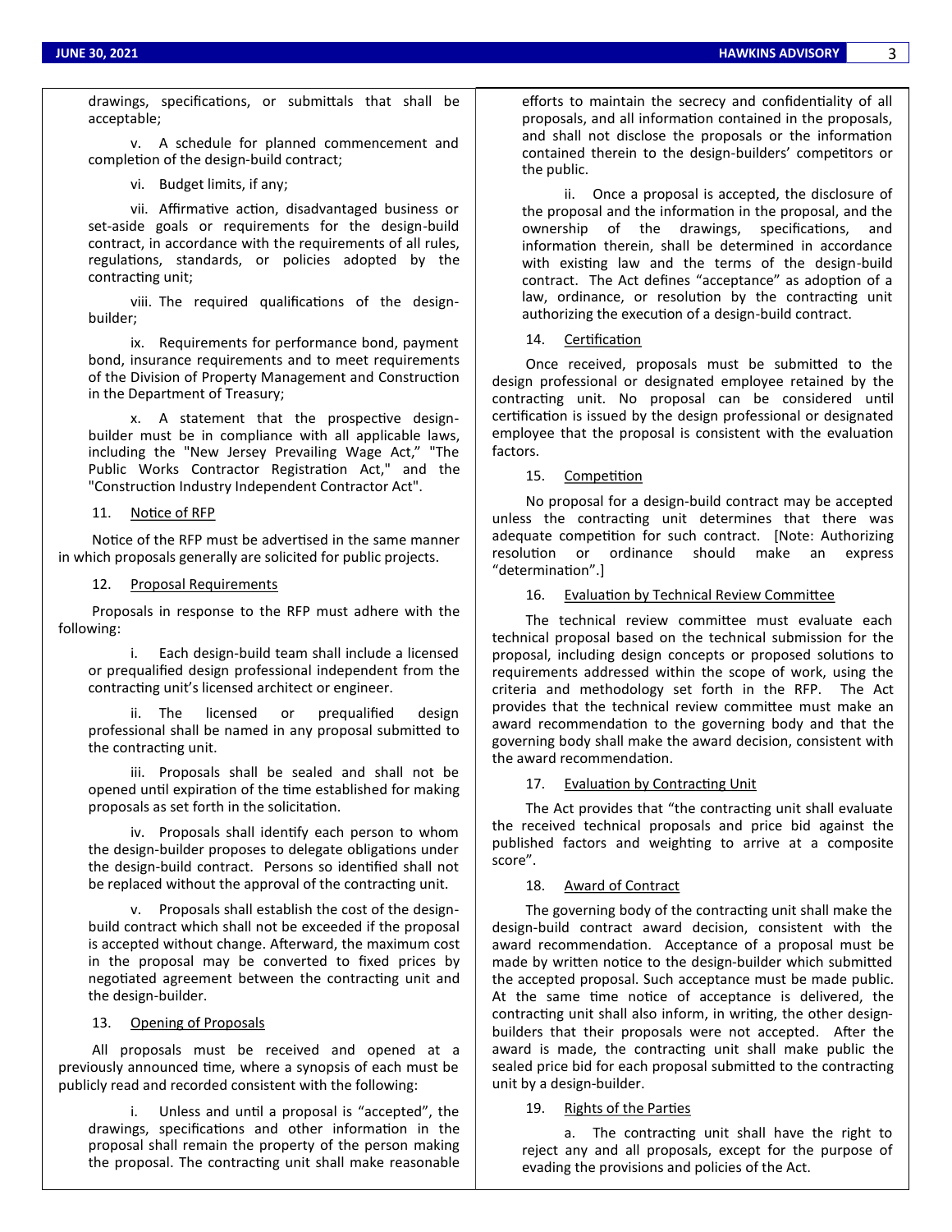drawings, specifications, or submittals that shall be acceptable;

v. A schedule for planned commencement and completion of the design-build contract;

vi. Budget limits, if any;

vii. Affirmative action, disadvantaged business or set-aside goals or requirements for the design-build contract, in accordance with the requirements of all rules, regulations, standards, or policies adopted by the contracting unit;

viii. The required qualifications of the design-builder;

ix. Requirements for performance bond, payment bond, insurance requirements and to meet requirements of the Division of Property Management and Construction in the Department of Treasury;

x. A statement that the prospective design-builder must be in compliance with all applicable laws, including the "New Jersey Prevailing Wage Act," "The Public Works Contractor Registration Act," and the "Construction Industry Independent Contractor Act".

11. Notice of RFP

Notice of the RFP must be advertised in the same manner in which proposals generally are solicited for public projects.

12. Proposal Requirements

Proposals in response to the RFP must adhere with the following:

i. Each design-build team shall include a licensed or prequalified design professional independent from the contracting unit's licensed architect or engineer.

ii. The licensed or prequalified design professional shall be named in any proposal submitted to the contracting unit.

iii. Proposals shall be sealed and shall not be opened until expiration of the time established for making proposals as set forth in the solicitation.

iv. Proposals shall identify each person to whom the design-builder proposes to delegate obligations under the design-build contract. Persons so identified shall not be replaced without the approval of the contracting unit.

v. Proposals shall establish the cost of the design-build contract which shall not be exceeded if the proposal is accepted without change. Afterward, the maximum cost in the proposal may be converted to fixed prices by negotiated agreement between the contracting unit and the design-builder.

13. Opening of Proposals

All proposals must be received and opened at a previously announced time, where a synopsis of each must be publicly read and recorded consistent with the following:

i. Unless and until a proposal is "accepted", the drawings, specifications and other information in the proposal shall remain the property of the person making the proposal. The contracting unit shall make reasonable efforts to maintain the secrecy and confidentiality of all proposals, and all information contained in the proposals, and shall not disclose the proposals or the information contained therein to the design-builders' competitors or the public.

ii. Once a proposal is accepted, the disclosure of the proposal and the information in the proposal, and the ownership of the drawings, specifications, and information therein, shall be determined in accordance with existing law and the terms of the design-build contract. The Act defines "acceptance" as adoption of a law, ordinance, or resolution by the contracting unit authorizing the execution of a design-build contract.

14. Certification

Once received, proposals must be submitted to the design professional or designated employee retained by the contracting unit. No proposal can be considered until certification is issued by the design professional or designated employee that the proposal is consistent with the evaluation factors.

15. Competition

No proposal for a design-build contract may be accepted unless the contracting unit determines that there was adequate competition for such contract. [Note: Authorizing resolution or ordinance should make an express "determination".]

16. Evaluation by Technical Review Committee

The technical review committee must evaluate each technical proposal based on the technical submission for the proposal, including design concepts or proposed solutions to requirements addressed within the scope of work, using the criteria and methodology set forth in the RFP. The Act provides that the technical review committee must make an award recommendation to the governing body and that the governing body shall make the award decision, consistent with the award recommendation.

17. Evaluation by Contracting Unit

The Act provides that "the contracting unit shall evaluate the received technical proposals and price bid against the published factors and weighting to arrive at a composite score".

18. Award of Contract

The governing body of the contracting unit shall make the design-build contract award decision, consistent with the award recommendation. Acceptance of a proposal must be made by written notice to the design-builder which submitted the accepted proposal. Such acceptance must be made public. At the same time notice of acceptance is delivered, the contracting unit shall also inform, in writing, the other design-builders that their proposals were not accepted. After the award is made, the contracting unit shall make public the sealed price bid for each proposal submitted to the contracting unit by a design-builder.

19. Rights of the Parties

a. The contracting unit shall have the right to reject any and all proposals, except for the purpose of evading the provisions and policies of the Act.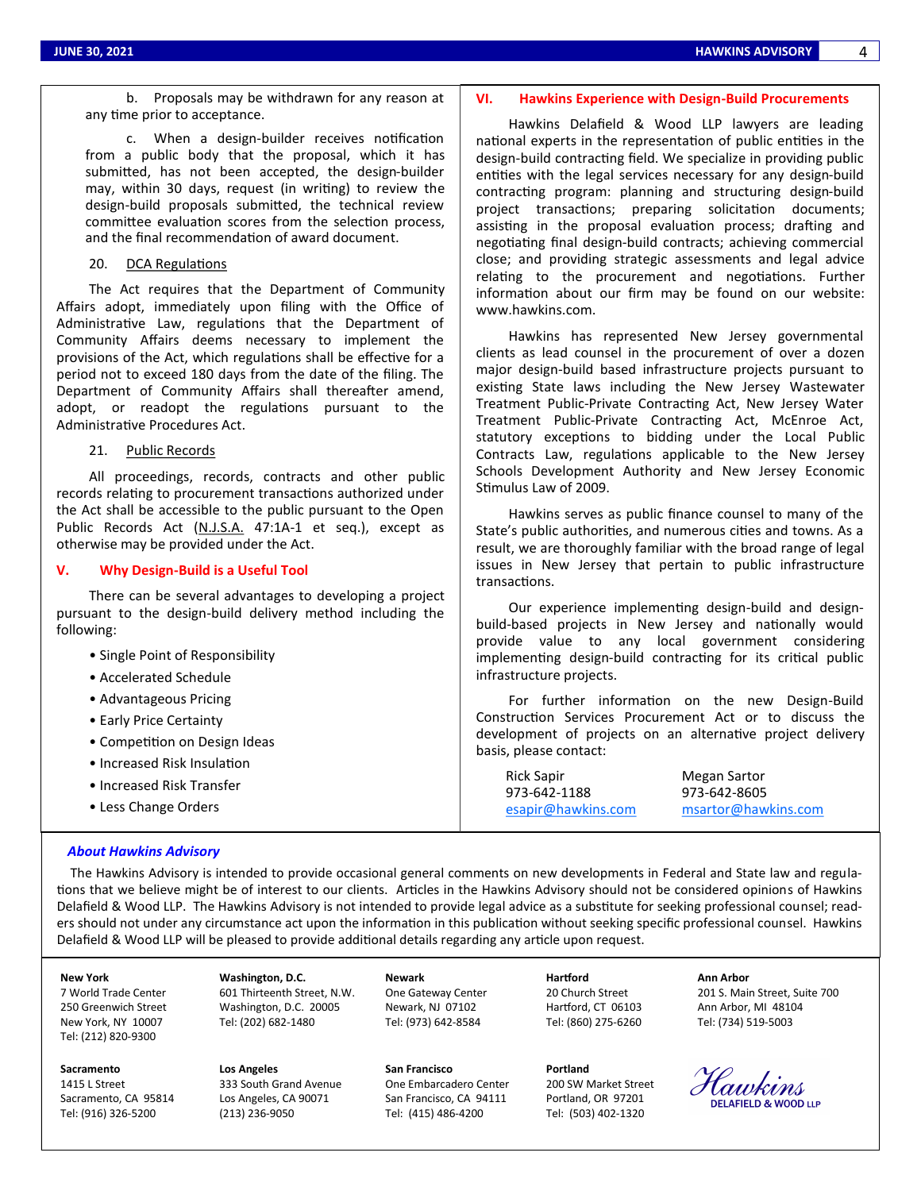b. Proposals may be withdrawn for any reason at any time prior to acceptance.

c. When a design-builder receives notification from a public body that the proposal, which it has submitted, has not been accepted, the design-builder may, within 30 days, request (in writing) to review the design-build proposals submitted, the technical review committee evaluation scores from the selection process, and the final recommendation of award document.

20. DCA Regulations

The Act requires that the Department of Community Affairs adopt, immediately upon filing with the Office of Administrative Law, regulations that the Department of Community Affairs deems necessary to implement the provisions of the Act, which regulations shall be effective for a period not to exceed 180 days from the date of the filing. The Department of Community Affairs shall thereafter amend, adopt, or readopt the regulations pursuant to the Administrative Procedures Act.

21. Public Records

All proceedings, records, contracts and other public records relating to procurement transactions authorized under the Act shall be accessible to the public pursuant to the Open Public Records Act (N.J.S.A. 47:1A-1 et seq.), except as otherwise may be provided under the Act.

## V. Why Design-Build is a Useful Tool

There can be several advantages to developing a project pursuant to the design-build delivery method including the following:

- Single Point of Responsibility
- Accelerated Schedule
- Advantageous Pricing
- Early Price Certainty
- Competition on Design Ideas
- Increased Risk Insulation
- Increased Risk Transfer
- Less Change Orders

## VI. Hawkins Experience with Design-Build Procurements

Hawkins Delafield & Wood LLP lawyers are leading national experts in the representation of public entities in the design-build contracting field. We specialize in providing public entities with the legal services necessary for any design-build contracting program: planning and structuring design-build project transactions; preparing solicitation documents; assisting in the proposal evaluation process; drafting and negotiating final design-build contracts; achieving commercial close; and providing strategic assessments and legal advice relating to the procurement and negotiations. Further information about our firm may be found on our website: www.hawkins.com.

Hawkins has represented New Jersey governmental clients as lead counsel in the procurement of over a dozen major design-build based infrastructure projects pursuant to existing State laws including the New Jersey Wastewater Treatment Public-Private Contracting Act, New Jersey Water Treatment Public-Private Contracting Act, McEnroe Act, statutory exceptions to bidding under the Local Public Contracts Law, regulations applicable to the New Jersey Schools Development Authority and New Jersey Economic Stimulus Law of 2009.

Hawkins serves as public finance counsel to many of the State's public authorities, and numerous cities and towns. As a result, we are thoroughly familiar with the broad range of legal issues in New Jersey that pertain to public infrastructure transactions.

Our experience implementing design-build and design-build-based projects in New Jersey and nationally would provide value to any local government considering implementing design-build contracting for its critical public infrastructure projects.

For further information on the new Design-Build Construction Services Procurement Act or to discuss the development of projects on an alternative project delivery basis, please contact:

Rick Sapir
973-642-1188
esapir@hawkins.com

Megan Sartor
973-642-8605
msartor@hawkins.com

### *About Hawkins Advisory*

The Hawkins Advisory is intended to provide occasional general comments on new developments in Federal and State law and regulations that we believe might be of interest to our clients. Articles in the Hawkins Advisory should not be considered opinions of Hawkins Delafield & Wood LLP. The Hawkins Advisory is not intended to provide legal advice as a substitute for seeking professional counsel; readers should not under any circumstance act upon the information in this publication without seeking specific professional counsel. Hawkins Delafield & Wood LLP will be pleased to provide additional details regarding any article upon request.

**New York**
7 World Trade Center
250 Greenwich Street
New York, NY 10007
Tel: (212) 820-9300

**Washington, D.C.**
601 Thirteenth Street, N.W.
Washington, D.C. 20005
Tel: (202) 682-1480

**Newark**
One Gateway Center
Newark, NJ 07102
Tel: (973) 642-8584

**Hartford**
20 Church Street
Hartford, CT 06103
Tel: (860) 275-6260

**Ann Arbor**
201 S. Main Street, Suite 700
Ann Arbor, MI 48104
Tel: (734) 519-5003

**Sacramento**
1415 L Street
Sacramento, CA 95814
Tel: (916) 326-5200

**Los Angeles**
333 South Grand Avenue
Los Angeles, CA 90071
(213) 236-9050

**San Francisco**
One Embarcadero Center
San Francisco, CA 94111
Tel: (415) 486-4200

**Portland**
200 SW Market Street
Portland, OR 97201
Tel: (503) 402-1320

Hawkins
DELAFIELD & WOOD LLP